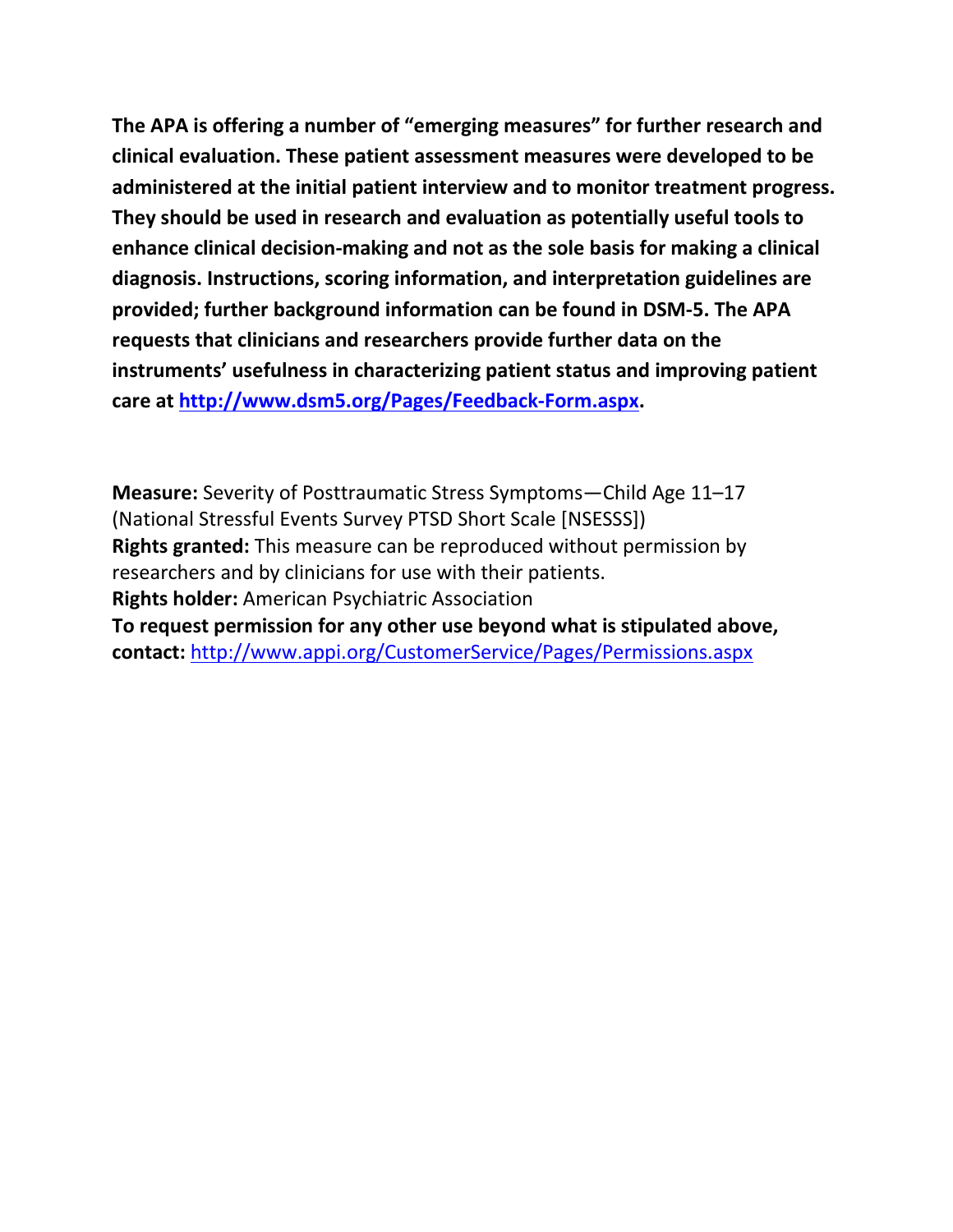**The APA is offering a number of "emerging measures" for further research and clinical evaluation. These patient assessment measures were developed to be administered at the initial patient interview and to monitor treatment progress. They should be used in research and evaluation as potentially useful tools to enhance clinical decision-making and not as the sole basis for making a clinical diagnosis. Instructions, scoring information, and interpretation guidelines are provided; further background information can be found in DSM-5. The APA requests that clinicians and researchers provide further data on the instruments' usefulness in characterizing patient status and improving patient care at [http://www.dsm5.org/Pages/Feedback-Form.aspx](http://www.dsm5.org/Pages/Feedback-Form.aspx).**

**Measure:** Severity of Posttraumatic Stress Symptoms—Child Age 11–17 (National Stressful Events Survey PTSD Short Scale [NSESSS])
**Rights granted:** This measure can be reproduced without permission by researchers and by clinicians for use with their patients.
**Rights holder:** American Psychiatric Association
**To request permission for any other use beyond what is stipulated above, contact:** [http://www.appi.org/CustomerService/Pages/Permissions.aspx](http://www.appi.org/CustomerService/Pages/Permissions.aspx)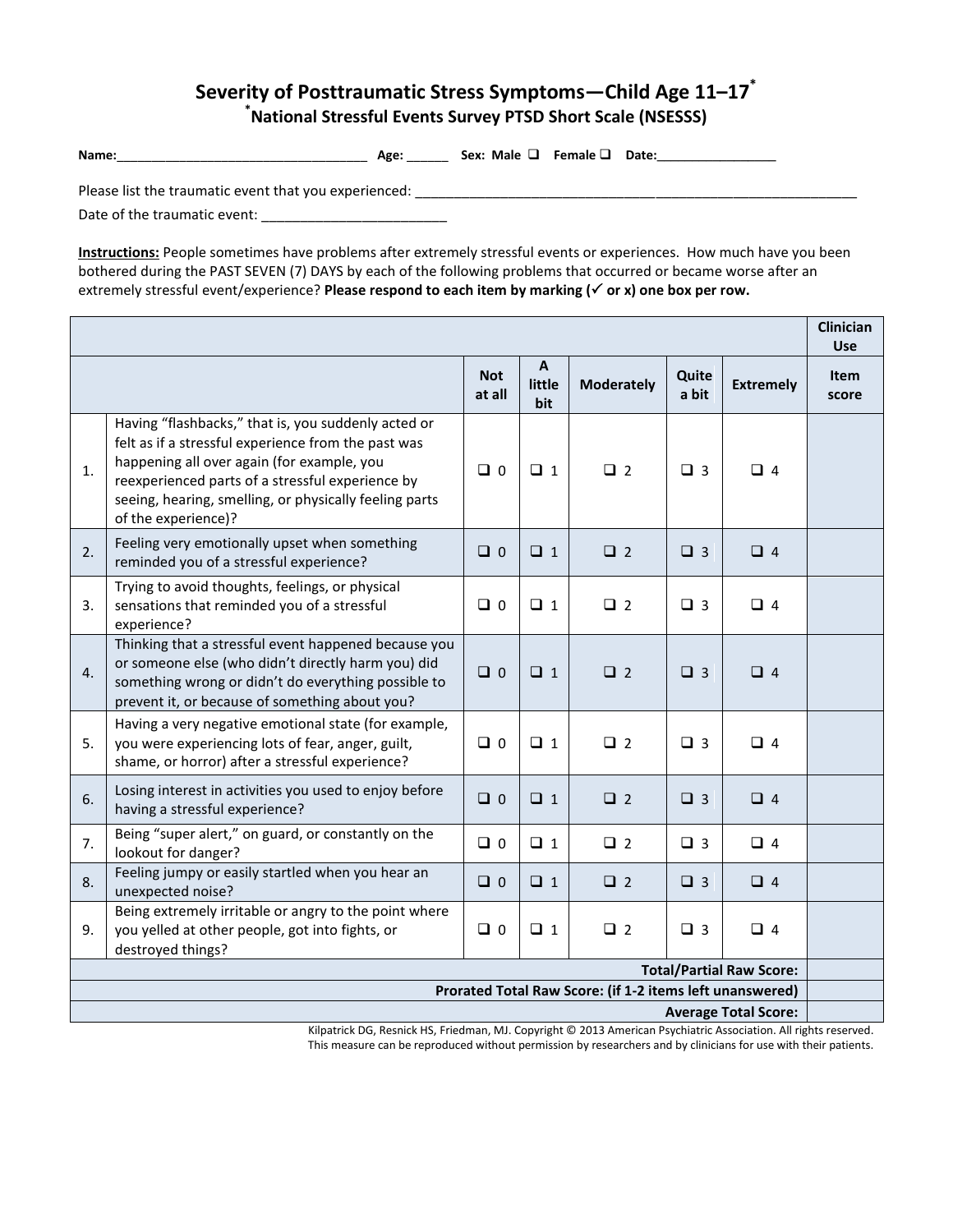# Severity of Posttraumatic Stress Symptoms—Child Age 11–17*

## *National Stressful Events Survey PTSD Short Scale (NSESSS)

**Name:**___________________________________ **Age:** ______ **Sex:** **Male** ❑ **Female** ❑ **Date:**_________________

Please list the traumatic event that you experienced: ___________________________________________________________

Date of the traumatic event: ________________________

**<u>Instructions:</u>** People sometimes have problems after extremely stressful events or experiences. How much have you been bothered during the PAST SEVEN (7) DAYS by each of the following problems that occurred or became worse after an extremely stressful event/experience? **Please respond to each item by marking (✓ or x) one box per row.**

| | | | | | | | **Clinician Use** |
|---|---|---|---|---|---|---|---|
| | | **Not at all** | **A little bit** | **Moderately** | **Quite a bit** | **Extremely** | **Item score** |
| 1. | Having "flashbacks," that is, you suddenly acted or felt as if a stressful experience from the past was happening all over again (for example, you reexperienced parts of a stressful experience by seeing, hearing, smelling, or physically feeling parts of the experience)? | ❑ 0 | ❑ 1 | ❑ 2 | ❑ 3 | ❑ 4 | |
| 2. | Feeling very emotionally upset when something reminded you of a stressful experience? | ❑ 0 | ❑ 1 | ❑ 2 | ❑ 3 | ❑ 4 | |
| 3. | Trying to avoid thoughts, feelings, or physical sensations that reminded you of a stressful experience? | ❑ 0 | ❑ 1 | ❑ 2 | ❑ 3 | ❑ 4 | |
| 4. | Thinking that a stressful event happened because you or someone else (who didn't directly harm you) did something wrong or didn't do everything possible to prevent it, or because of something about you? | ❑ 0 | ❑ 1 | ❑ 2 | ❑ 3 | ❑ 4 | |
| 5. | Having a very negative emotional state (for example, you were experiencing lots of fear, anger, guilt, shame, or horror) after a stressful experience? | ❑ 0 | ❑ 1 | ❑ 2 | ❑ 3 | ❑ 4 | |
| 6. | Losing interest in activities you used to enjoy before having a stressful experience? | ❑ 0 | ❑ 1 | ❑ 2 | ❑ 3 | ❑ 4 | |
| 7. | Being "super alert," on guard, or constantly on the lookout for danger? | ❑ 0 | ❑ 1 | ❑ 2 | ❑ 3 | ❑ 4 | |
| 8. | Feeling jumpy or easily startled when you hear an unexpected noise? | ❑ 0 | ❑ 1 | ❑ 2 | ❑ 3 | ❑ 4 | |
| 9. | Being extremely irritable or angry to the point where you yelled at other people, got into fights, or destroyed things? | ❑ 0 | ❑ 1 | ❑ 2 | ❑ 3 | ❑ 4 | |
| | | | | | | **Total/Partial Raw Score:** | |
| | | | | | | **Prorated Total Raw Score: (if 1-2 items left unanswered)** | |
| | | | | | | **Average Total Score:** | |

Kilpatrick DG, Resnick HS, Friedman, MJ. Copyright © 2013 American Psychiatric Association. All rights reserved.
This measure can be reproduced without permission by researchers and by clinicians for use with their patients.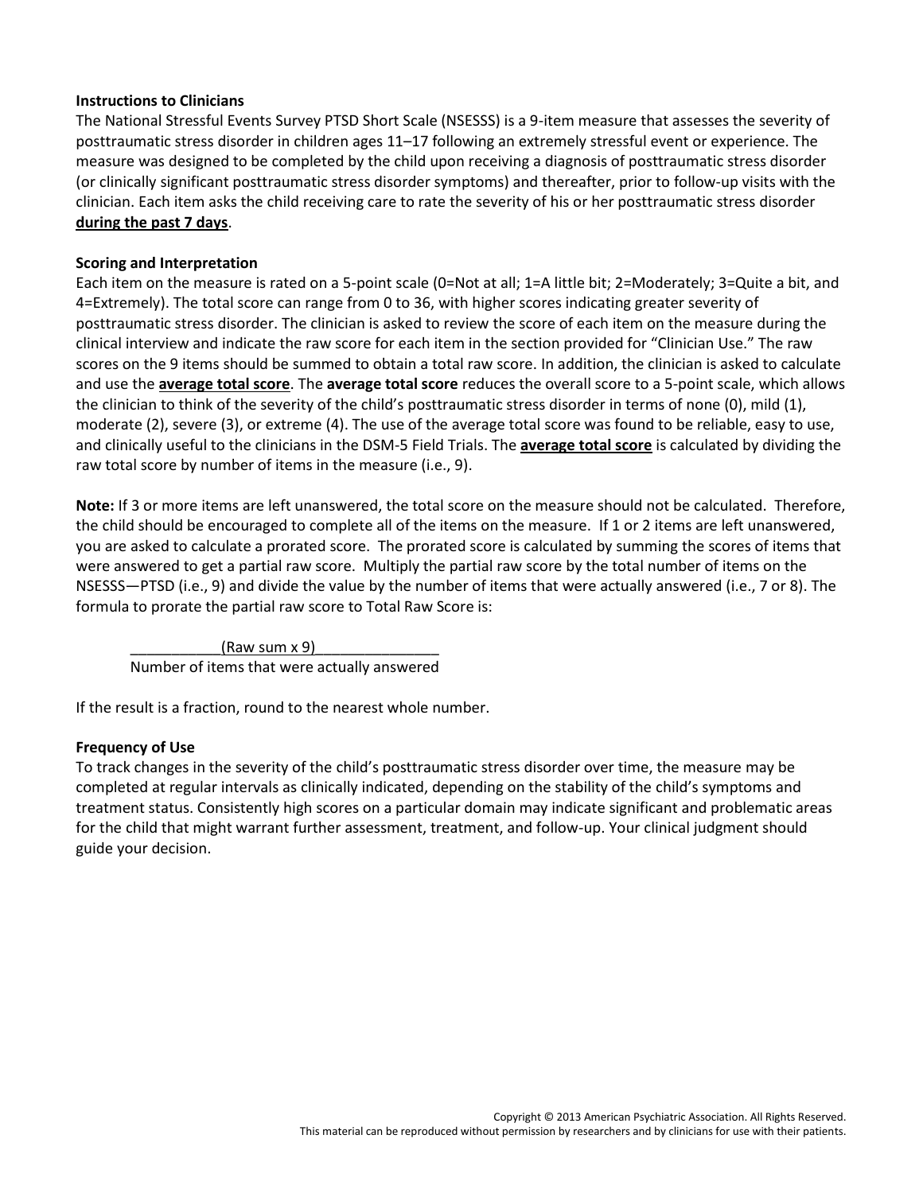**Instructions to Clinicians**

The National Stressful Events Survey PTSD Short Scale (NSESSS) is a 9-item measure that assesses the severity of posttraumatic stress disorder in children ages 11–17 following an extremely stressful event or experience. The measure was designed to be completed by the child upon receiving a diagnosis of posttraumatic stress disorder (or clinically significant posttraumatic stress disorder symptoms) and thereafter, prior to follow-up visits with the clinician. Each item asks the child receiving care to rate the severity of his or her posttraumatic stress disorder **<u>during the past 7 days</u>**.

**Scoring and Interpretation**

Each item on the measure is rated on a 5-point scale (0=Not at all; 1=A little bit; 2=Moderately; 3=Quite a bit, and 4=Extremely). The total score can range from 0 to 36, with higher scores indicating greater severity of posttraumatic stress disorder. The clinician is asked to review the score of each item on the measure during the clinical interview and indicate the raw score for each item in the section provided for "Clinician Use." The raw scores on the 9 items should be summed to obtain a total raw score. In addition, the clinician is asked to calculate and use the **<u>average total score</u>**. The **average total score** reduces the overall score to a 5-point scale, which allows the clinician to think of the severity of the child's posttraumatic stress disorder in terms of none (0), mild (1), moderate (2), severe (3), or extreme (4). The use of the average total score was found to be reliable, easy to use, and clinically useful to the clinicians in the DSM-5 Field Trials. The **<u>average total score</u>** is calculated by dividing the raw total score by number of items in the measure (i.e., 9).

**Note:** If 3 or more items are left unanswered, the total score on the measure should not be calculated. Therefore, the child should be encouraged to complete all of the items on the measure. If 1 or 2 items are left unanswered, you are asked to calculate a prorated score. The prorated score is calculated by summing the scores of items that were answered to get a partial raw score. Multiply the partial raw score by the total number of items on the NSESSS—PTSD (i.e., 9) and divide the value by the number of items that were actually answered (i.e., 7 or 8). The formula to prorate the partial raw score to Total Raw Score is:

$$\frac{\text{(Raw sum x 9)}}{\text{Number of items that were actually answered}}$$

If the result is a fraction, round to the nearest whole number.

**Frequency of Use**

To track changes in the severity of the child's posttraumatic stress disorder over time, the measure may be completed at regular intervals as clinically indicated, depending on the stability of the child's symptoms and treatment status. Consistently high scores on a particular domain may indicate significant and problematic areas for the child that might warrant further assessment, treatment, and follow-up. Your clinical judgment should guide your decision.

Copyright © 2013 American Psychiatric Association. All Rights Reserved.
This material can be reproduced without permission by researchers and by clinicians for use with their patients.